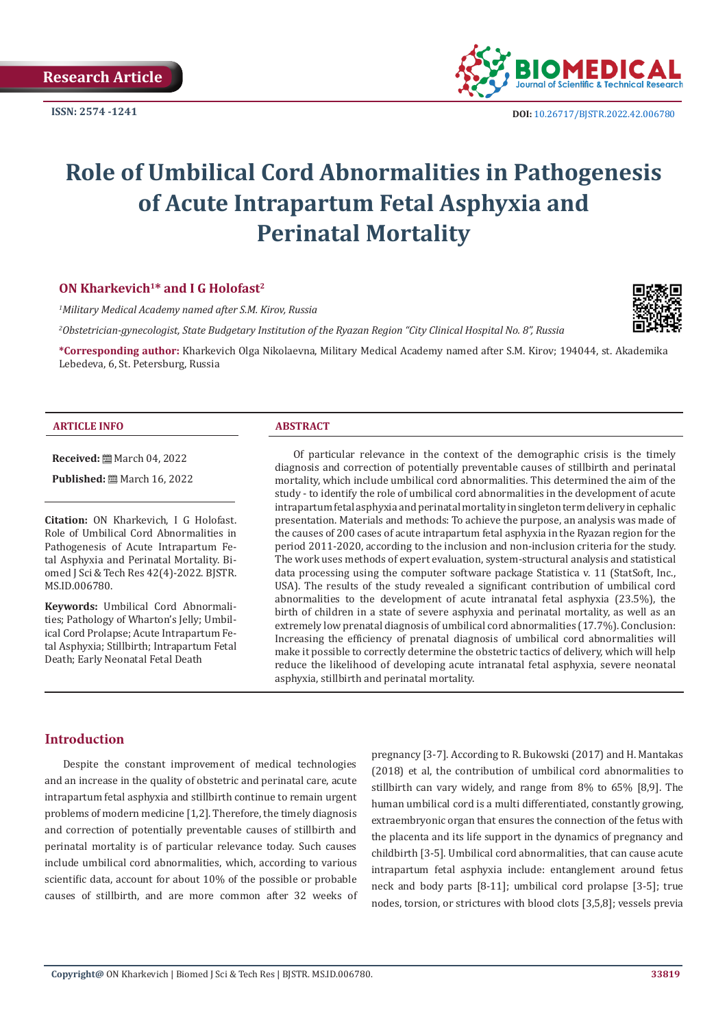Research Article

ISSN: 2574 -1241

DOI: 10.26717/BJSTR.2022.42.006780

# Role of Umbilical Cord Abnormalities in Pathogenesis of Acute Intrapartum Fetal Asphyxia and Perinatal Mortality

**ON Kharkevich[1]* and I G Holofast[2]**

*[1]Military Medical Academy named after S.M. Kirov, Russia*

*[2]Obstetrician-gynecologist, State Budgetary Institution of the Ryazan Region "City Clinical Hospital No. 8", Russia*

***Corresponding author:** Kharkevich Olga Nikolaevna, Military Medical Academy named after S.M. Kirov; 194044, st. Akademika Lebedeva, 6, St. Petersburg, Russia

**ARTICLE INFO**

**Received:** March 04, 2022

**Published:** March 16, 2022

**Citation:** ON Kharkevich, I G Holofast. Role of Umbilical Cord Abnormalities in Pathogenesis of Acute Intrapartum Fetal Asphyxia and Perinatal Mortality. Biomed J Sci & Tech Res 42(4)-2022. BJSTR. MS.ID.006780.

**Keywords:** Umbilical Cord Abnormalities; Pathology of Wharton's Jelly; Umbilical Cord Prolapse; Acute Intrapartum Fetal Asphyxia; Stillbirth; Intrapartum Fetal Death; Early Neonatal Fetal Death

**ABSTRACT**

Of particular relevance in the context of the demographic crisis is the timely diagnosis and correction of potentially preventable causes of stillbirth and perinatal mortality, which include umbilical cord abnormalities. This determined the aim of the study - to identify the role of umbilical cord abnormalities in the development of acute intrapartum fetal asphyxia and perinatal mortality in singleton term delivery in cephalic presentation. Materials and methods: To achieve the purpose, an analysis was made of the causes of 200 cases of acute intrapartum fetal asphyxia in the Ryazan region for the period 2011-2020, according to the inclusion and non-inclusion criteria for the study. The work uses methods of expert evaluation, system-structural analysis and statistical data processing using the computer software package Statistica v. 11 (StatSoft, Inc., USA). The results of the study revealed a significant contribution of umbilical cord abnormalities to the development of acute intranatal fetal asphyxia (23.5%), the birth of children in a state of severe asphyxia and perinatal mortality, as well as an extremely low prenatal diagnosis of umbilical cord abnormalities (17.7%). Conclusion: Increasing the efficiency of prenatal diagnosis of umbilical cord abnormalities will make it possible to correctly determine the obstetric tactics of delivery, which will help reduce the likelihood of developing acute intranatal fetal asphyxia, severe neonatal asphyxia, stillbirth and perinatal mortality.

## Introduction

Despite the constant improvement of medical technologies and an increase in the quality of obstetric and perinatal care, acute intrapartum fetal asphyxia and stillbirth continue to remain urgent problems of modern medicine [1,2]. Therefore, the timely diagnosis and correction of potentially preventable causes of stillbirth and perinatal mortality is of particular relevance today. Such causes include umbilical cord abnormalities, which, according to various scientific data, account for about 10% of the possible or probable causes of stillbirth, and are more common after 32 weeks of pregnancy [3-7]. According to R. Bukowski (2017) and H. Mantakas (2018) et al, the contribution of umbilical cord abnormalities to stillbirth can vary widely, and range from 8% to 65% [8,9]. The human umbilical cord is a multi differentiated, constantly growing, extraembryonic organ that ensures the connection of the fetus with the placenta and its life support in the dynamics of pregnancy and childbirth [3-5]. Umbilical cord abnormalities, that can cause acute intrapartum fetal asphyxia include: entanglement around fetus neck and body parts [8-11]; umbilical cord prolapse [3-5]; true nodes, torsion, or strictures with blood clots [3,5,8]; vessels previa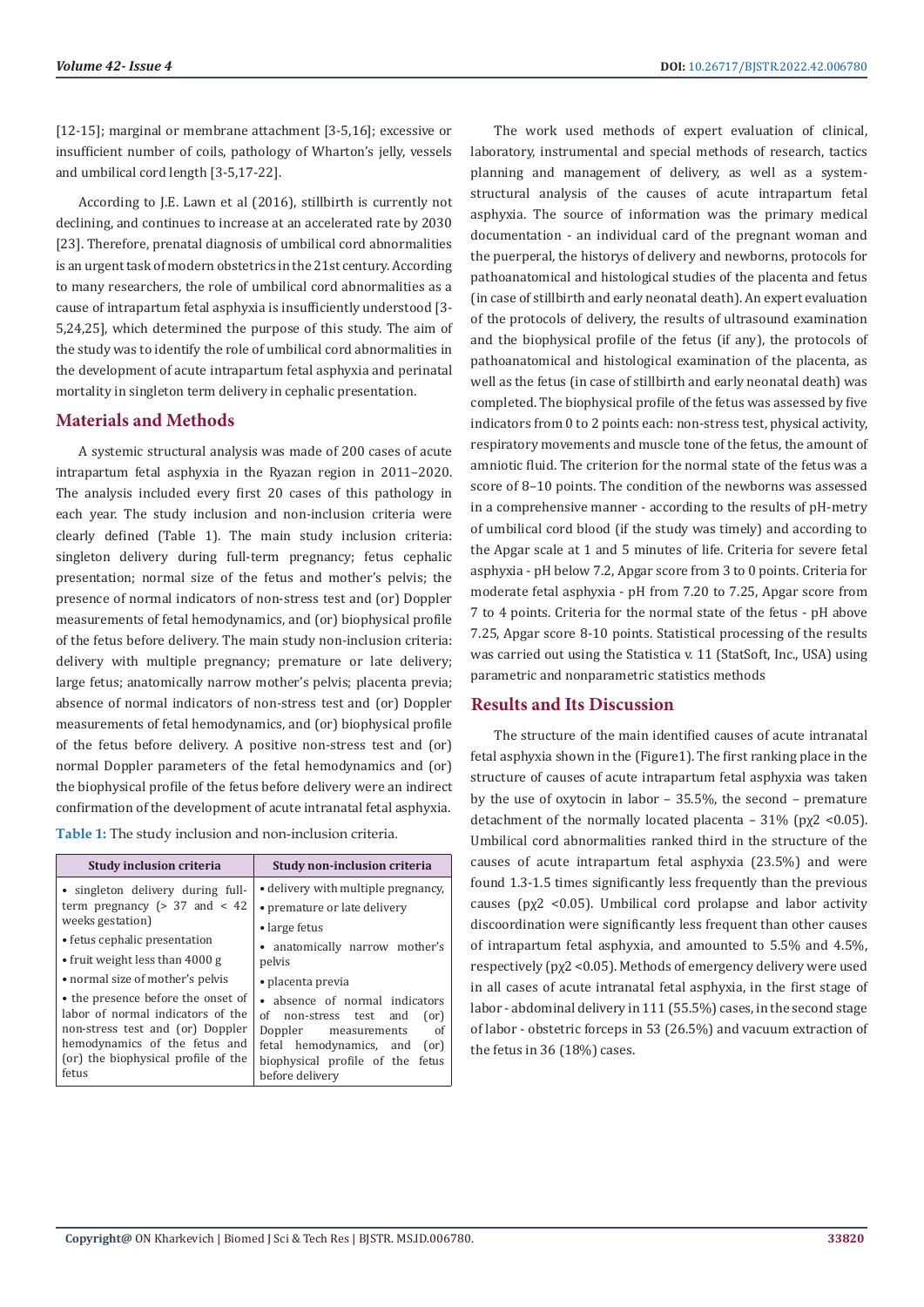[12-15]; marginal or membrane attachment [3-5,16]; excessive or insufficient number of coils, pathology of Wharton's jelly, vessels and umbilical cord length [3-5,17-22].

According to J.E. Lawn et al (2016), stillbirth is currently not declining, and continues to increase at an accelerated rate by 2030 [23]. Therefore, prenatal diagnosis of umbilical cord abnormalities is an urgent task of modern obstetrics in the 21st century. According to many researchers, the role of umbilical cord abnormalities as a cause of intrapartum fetal asphyxia is insufficiently understood [3-5,24,25], which determined the purpose of this study. The aim of the study was to identify the role of umbilical cord abnormalities in the development of acute intrapartum fetal asphyxia and perinatal mortality in singleton term delivery in cephalic presentation.

## Materials and Methods

A systemic structural analysis was made of 200 cases of acute intrapartum fetal asphyxia in the Ryazan region in 2011–2020. The analysis included every first 20 cases of this pathology in each year. The study inclusion and non-inclusion criteria were clearly defined (Table 1). The main study inclusion criteria: singleton delivery during full-term pregnancy; fetus cephalic presentation; normal size of the fetus and mother's pelvis; the presence of normal indicators of non-stress test and (or) Doppler measurements of fetal hemodynamics, and (or) biophysical profile of the fetus before delivery. The main study non-inclusion criteria: delivery with multiple pregnancy; premature or late delivery; large fetus; anatomically narrow mother's pelvis; placenta previa; absence of normal indicators of non-stress test and (or) Doppler measurements of fetal hemodynamics, and (or) biophysical profile of the fetus before delivery. A positive non-stress test and (or) normal Doppler parameters of the fetal hemodynamics and (or) the biophysical profile of the fetus before delivery were an indirect confirmation of the development of acute intranatal fetal asphyxia.

**Table 1:** The study inclusion and non-inclusion criteria.

| Study inclusion criteria | Study non-inclusion criteria |
|---|---|
| • singleton delivery during full-term pregnancy (> 37 and < 42 weeks gestation) | • delivery with multiple pregnancy, |
| • fetus cephalic presentation | • premature or late delivery |
| • fruit weight less than 4000 g | • large fetus |
| • normal size of mother's pelvis | • anatomically narrow mother's pelvis |
| • the presence before the onset of labor of normal indicators of the non-stress test and (or) Doppler hemodynamics of the fetus and (or) the biophysical profile of the fetus | • placenta previa |
| | • absence of normal indicators of non-stress test and (or) Doppler measurements of fetal hemodynamics, and (or) biophysical profile of the fetus before delivery |

The work used methods of expert evaluation of clinical, laboratory, instrumental and special methods of research, tactics planning and management of delivery, as well as a system-structural analysis of the causes of acute intrapartum fetal asphyxia. The source of information was the primary medical documentation - an individual card of the pregnant woman and the puerperal, the historys of delivery and newborns, protocols for pathoanatomical and histological studies of the placenta and fetus (in case of stillbirth and early neonatal death). An expert evaluation of the protocols of delivery, the results of ultrasound examination and the biophysical profile of the fetus (if any), the protocols of pathoanatomical and histological examination of the placenta, as well as the fetus (in case of stillbirth and early neonatal death) was completed. The biophysical profile of the fetus was assessed by five indicators from 0 to 2 points each: non-stress test, physical activity, respiratory movements and muscle tone of the fetus, the amount of amniotic fluid. The criterion for the normal state of the fetus was a score of 8–10 points. The condition of the newborns was assessed in a comprehensive manner - according to the results of pH-metry of umbilical cord blood (if the study was timely) and according to the Apgar scale at 1 and 5 minutes of life. Criteria for severe fetal asphyxia - pH below 7.2, Apgar score from 3 to 0 points. Criteria for moderate fetal asphyxia - pH from 7.20 to 7.25, Apgar score from 7 to 4 points. Criteria for the normal state of the fetus - pH above 7.25, Apgar score 8-10 points. Statistical processing of the results was carried out using the Statistica v. 11 (StatSoft, Inc., USA) using parametric and nonparametric statistics methods

## Results and Its Discussion

The structure of the main identified causes of acute intranatal fetal asphyxia shown in the (Figure1). The first ranking place in the structure of causes of acute intrapartum fetal asphyxia was taken by the use of oxytocin in labor – 35.5%, the second – premature detachment of the normally located placenta – 31% ($p\chi2$ <0.05). Umbilical cord abnormalities ranked third in the structure of the causes of acute intrapartum fetal asphyxia (23.5%) and were found 1.3-1.5 times significantly less frequently than the previous causes ($p\chi2$ <0.05). Umbilical cord prolapse and labor activity discoordination were significantly less frequent than other causes of intrapartum fetal asphyxia, and amounted to 5.5% and 4.5%, respectively ($p\chi2$ <0.05). Methods of emergency delivery were used in all cases of acute intranatal fetal asphyxia, in the first stage of labor - abdominal delivery in 111 (55.5%) cases, in the second stage of labor - obstetric forceps in 53 (26.5%) and vacuum extraction of the fetus in 36 (18%) cases.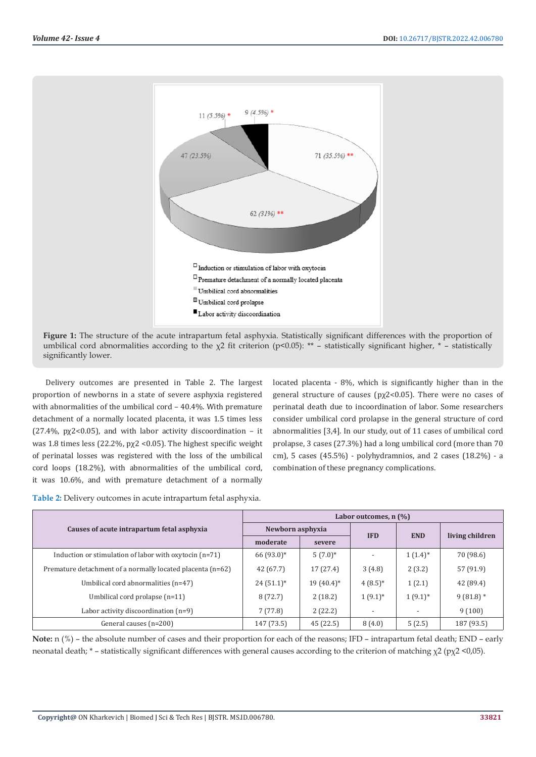11 (5.5%) *

9 (4.5%) *

47 (23.5%)

71 (35.5%) **

62 (31%) **

- Induction or stimulation of labor with oxytocin
- Premature detachment of a normally located placenta
- Umbilical cord abnormalities
- Umbilical cord prolapse
- Labor activity discoordination

**Figure 1:** The structure of the acute intrapartum fetal asphyxia. Statistically significant differences with the proportion of umbilical cord abnormalities according to the $\chi2$ fit criterion ($p<0.05$): ** – statistically significant higher, * – statistically significantly lower.

Delivery outcomes are presented in Table 2. The largest proportion of newborns in a state of severe asphyxia registered with abnormalities of the umbilical cord – 40.4%. With premature detachment of a normally located placenta, it was 1.5 times less (27.4%, $p\chi2<0.05$), and with labor activity discoordination – it was 1.8 times less (22.2%, $p\chi2 <0.05$). The highest specific weight of perinatal losses was registered with the loss of the umbilical cord loops (18.2%), with abnormalities of the umbilical cord, it was 10.6%, and with premature detachment of a normally located placenta - 8%, which is significantly higher than in the general structure of causes ($p\chi2<0.05$). There were no cases of perinatal death due to incoordination of labor. Some researchers consider umbilical cord prolapse in the general structure of cord abnormalities [3,4]. In our study, out of 11 cases of umbilical cord prolapse, 3 cases (27.3%) had a long umbilical cord (more than 70 cm), 5 cases (45.5%) - polyhydramnios, and 2 cases (18.2%) - a combination of these pregnancy complications.

**Table 2:** Delivery outcomes in acute intrapartum fetal asphyxia.

| Causes of acute intrapartum fetal asphyxia | Labor outcomes, n (%) | | | | |
|---|---|---|---|---|---|
| | Newborn asphyxia | | IFD | END | living children |
| | moderate | severe | | | |
| Induction or stimulation of labor with oxytocin (n=71) | 66 (93.0)* | 5 (7.0)* | - | 1 (1.4)* | 70 (98.6) |
| Premature detachment of a normally located placenta (n=62) | 42 (67.7) | 17 (27.4) | 3 (4.8) | 2 (3.2) | 57 (91.9) |
| Umbilical cord abnormalities (n=47) | 24 (51.1)* | 19 (40.4)* | 4 (8.5)* | 1 (2.1) | 42 (89.4) |
| Umbilical cord prolapse (n=11) | 8 (72.7) | 2 (18.2) | 1 (9.1)* | 1 (9.1)* | 9 (81.8) * |
| Labor activity discoordination (n=9) | 7 (77.8) | 2 (22.2) | - | - | 9 (100) |
| General causes (n=200) | 147 (73.5) | 45 (22.5) | 8 (4.0) | 5 (2.5) | 187 (93.5) |

**Note:** n (%) – the absolute number of cases and their proportion for each of the reasons; IFD – intrapartum fetal death; END – early neonatal death; * – statistically significant differences with general causes according to the criterion of matching $\chi2$ ($p\chi2 <0,05$).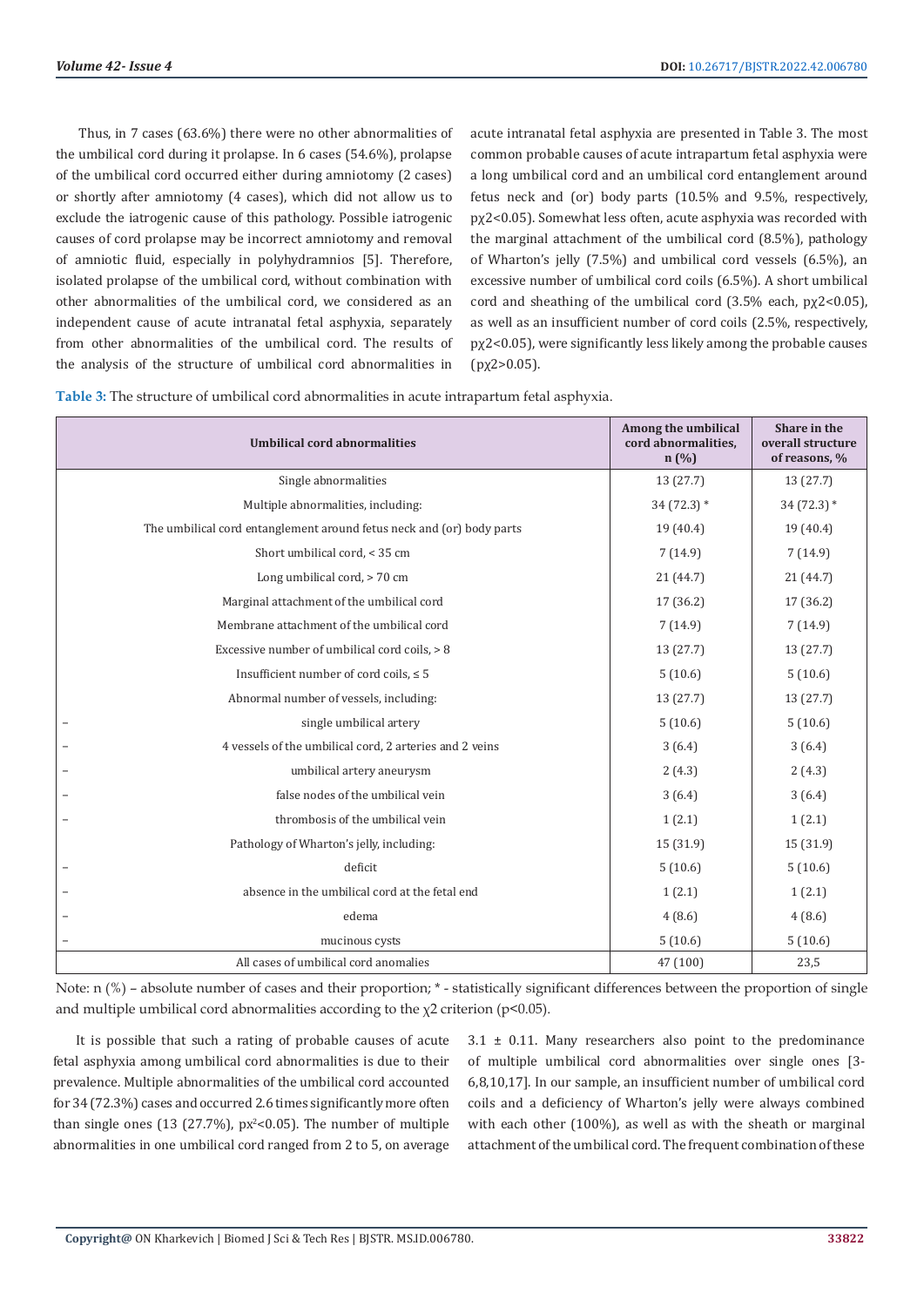Thus, in 7 cases (63.6%) there were no other abnormalities of the umbilical cord during it prolapse. In 6 cases (54.6%), prolapse of the umbilical cord occurred either during amniotomy (2 cases) or shortly after amniotomy (4 cases), which did not allow us to exclude the iatrogenic cause of this pathology. Possible iatrogenic causes of cord prolapse may be incorrect amniotomy and removal of amniotic fluid, especially in polyhydramnios [5]. Therefore, isolated prolapse of the umbilical cord, without combination with other abnormalities of the umbilical cord, we considered as an independent cause of acute intranatal fetal asphyxia, separately from other abnormalities of the umbilical cord. The results of the analysis of the structure of umbilical cord abnormalities in acute intranatal fetal asphyxia are presented in Table 3. The most common probable causes of acute intrapartum fetal asphyxia were a long umbilical cord and an umbilical cord entanglement around fetus neck and (or) body parts (10.5% and 9.5%, respectively, $p\chi^2<0.05$). Somewhat less often, acute asphyxia was recorded with the marginal attachment of the umbilical cord (8.5%), pathology of Wharton's jelly (7.5%) and umbilical cord vessels (6.5%), an excessive number of umbilical cord coils (6.5%). A short umbilical cord and sheathing of the umbilical cord (3.5% each, $p\chi^2<0.05$), as well as an insufficient number of cord coils (2.5%, respectively, $p\chi^2<0.05$), were significantly less likely among the probable causes ($p\chi^2>0.05$).

**Table 3:** The structure of umbilical cord abnormalities in acute intrapartum fetal asphyxia.

| Umbilical cord abnormalities | Among the umbilical cord abnormalities, n (%) | Share in the overall structure of reasons, % |
|---|---|---|
| Single abnormalities | 13 (27.7) | 13 (27.7) |
| Multiple abnormalities, including: | 34 (72.3) * | 34 (72.3) * |
| The umbilical cord entanglement around fetus neck and (or) body parts | 19 (40.4) | 19 (40.4) |
| Short umbilical cord, < 35 cm | 7 (14.9) | 7 (14.9) |
| Long umbilical cord, > 70 cm | 21 (44.7) | 21 (44.7) |
| Marginal attachment of the umbilical cord | 17 (36.2) | 17 (36.2) |
| Membrane attachment of the umbilical cord | 7 (14.9) | 7 (14.9) |
| Excessive number of umbilical cord coils, > 8 | 13 (27.7) | 13 (27.7) |
| Insufficient number of cord coils, ≤ 5 | 5 (10.6) | 5 (10.6) |
| Abnormal number of vessels, including: | 13 (27.7) | 13 (27.7) |
| – single umbilical artery | 5 (10.6) | 5 (10.6) |
| – 4 vessels of the umbilical cord, 2 arteries and 2 veins | 3 (6.4) | 3 (6.4) |
| – umbilical artery aneurysm | 2 (4.3) | 2 (4.3) |
| – false nodes of the umbilical vein | 3 (6.4) | 3 (6.4) |
| – thrombosis of the umbilical vein | 1 (2.1) | 1 (2.1) |
| Pathology of Wharton's jelly, including: | 15 (31.9) | 15 (31.9) |
| – deficit | 5 (10.6) | 5 (10.6) |
| – absence in the umbilical cord at the fetal end | 1 (2.1) | 1 (2.1) |
| – edema | 4 (8.6) | 4 (8.6) |
| – mucinous cysts | 5 (10.6) | 5 (10.6) |
| All cases of umbilical cord anomalies | 47 (100) | 23,5 |

Note: n (%) – absolute number of cases and their proportion; * - statistically significant differences between the proportion of single and multiple umbilical cord abnormalities according to the $\chi^2$ criterion ($p<0.05$).

It is possible that such a rating of probable causes of acute fetal asphyxia among umbilical cord abnormalities is due to their prevalence. Multiple abnormalities of the umbilical cord accounted for 34 (72.3%) cases and occurred 2.6 times significantly more often than single ones (13 (27.7%), $p\chi^2<0.05$). The number of multiple abnormalities in one umbilical cord ranged from 2 to 5, on average 3.1 ± 0.11. Many researchers also point to the predominance of multiple umbilical cord abnormalities over single ones [3-6,8,10,17]. In our sample, an insufficient number of umbilical cord coils and a deficiency of Wharton's jelly were always combined with each other (100%), as well as with the sheath or marginal attachment of the umbilical cord. The frequent combination of these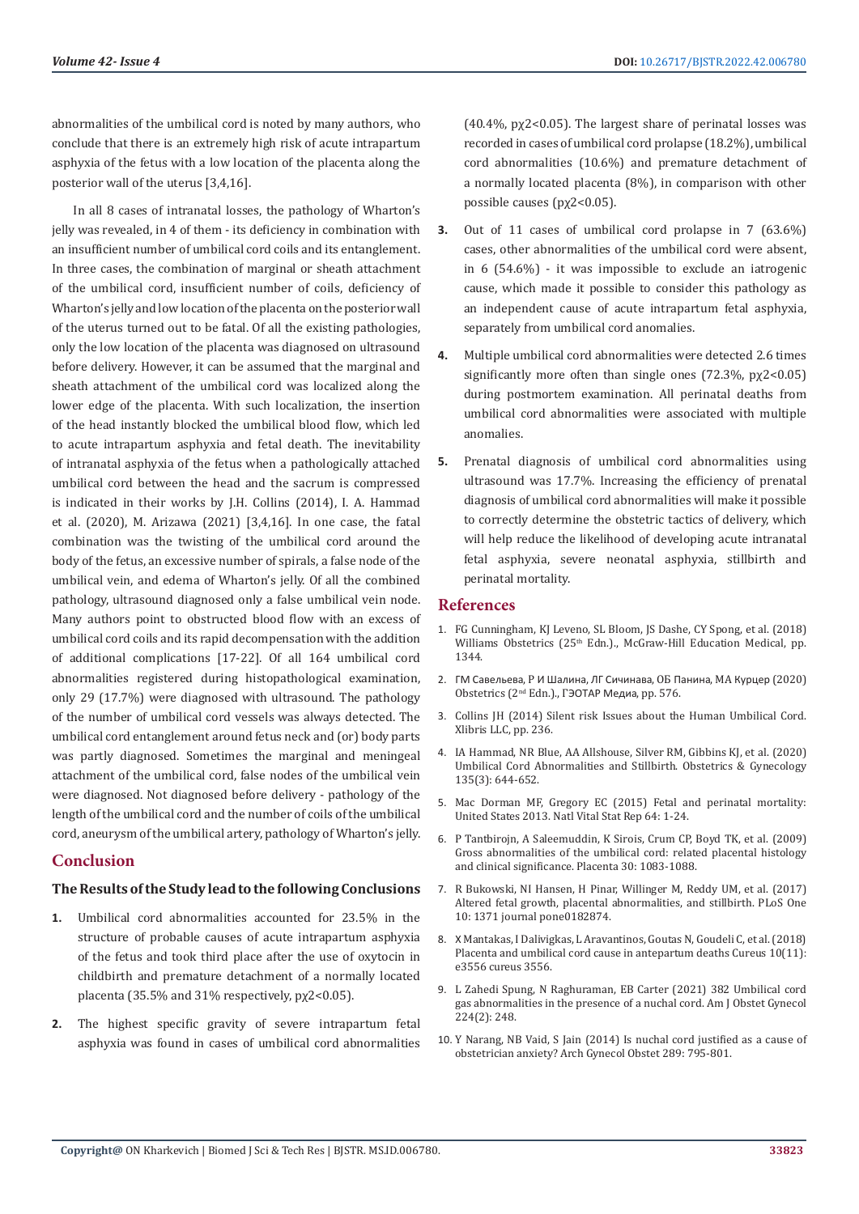abnormalities of the umbilical cord is noted by many authors, who conclude that there is an extremely high risk of acute intrapartum asphyxia of the fetus with a low location of the placenta along the posterior wall of the uterus [3,4,16].

In all 8 cases of intranatal losses, the pathology of Wharton's jelly was revealed, in 4 of them - its deficiency in combination with an insufficient number of umbilical cord coils and its entanglement. In three cases, the combination of marginal or sheath attachment of the umbilical cord, insufficient number of coils, deficiency of Wharton's jelly and low location of the placenta on the posterior wall of the uterus turned out to be fatal. Of all the existing pathologies, only the low location of the placenta was diagnosed on ultrasound before delivery. However, it can be assumed that the marginal and sheath attachment of the umbilical cord was localized along the lower edge of the placenta. With such localization, the insertion of the head instantly blocked the umbilical blood flow, which led to acute intrapartum asphyxia and fetal death. The inevitability of intranatal asphyxia of the fetus when a pathologically attached umbilical cord between the head and the sacrum is compressed is indicated in their works by J.H. Collins (2014), I. A. Hammad et al. (2020), M. Arizawa (2021) [3,4,16]. In one case, the fatal combination was the twisting of the umbilical cord around the body of the fetus, an excessive number of spirals, a false node of the umbilical vein, and edema of Wharton's jelly. Of all the combined pathology, ultrasound diagnosed only a false umbilical vein node. Many authors point to obstructed blood flow with an excess of umbilical cord coils and its rapid decompensation with the addition of additional complications [17-22]. Of all 164 umbilical cord abnormalities registered during histopathological examination, only 29 (17.7%) were diagnosed with ultrasound. The pathology of the number of umbilical cord vessels was always detected. The umbilical cord entanglement around fetus neck and (or) body parts was partly diagnosed. Sometimes the marginal and meningeal attachment of the umbilical cord, false nodes of the umbilical vein were diagnosed. Not diagnosed before delivery - pathology of the length of the umbilical cord and the number of coils of the umbilical cord, aneurysm of the umbilical artery, pathology of Wharton's jelly.

## Conclusion

### The Results of the Study lead to the following Conclusions

1. Umbilical cord abnormalities accounted for 23.5% in the structure of probable causes of acute intrapartum asphyxia of the fetus and took third place after the use of oxytocin in childbirth and premature detachment of a normally located placenta (35.5% and 31% respectively, $p\chi^2<0.05$).
2. The highest specific gravity of severe intrapartum fetal asphyxia was found in cases of umbilical cord abnormalities (40.4%, $p\chi^2<0.05$). The largest share of perinatal losses was recorded in cases of umbilical cord prolapse (18.2%), umbilical cord abnormalities (10.6%) and premature detachment of a normally located placenta (8%), in comparison with other possible causes ($p\chi^2<0.05$).
3. Out of 11 cases of umbilical cord prolapse in 7 (63.6%) cases, other abnormalities of the umbilical cord were absent, in 6 (54.6%) - it was impossible to exclude an iatrogenic cause, which made it possible to consider this pathology as an independent cause of acute intrapartum fetal asphyxia, separately from umbilical cord anomalies.
4. Multiple umbilical cord abnormalities were detected 2.6 times significantly more often than single ones (72.3%, $p\chi^2<0.05$) during postmortem examination. All perinatal deaths from umbilical cord abnormalities were associated with multiple anomalies.
5. Prenatal diagnosis of umbilical cord abnormalities using ultrasound was 17.7%. Increasing the efficiency of prenatal diagnosis of umbilical cord abnormalities will make it possible to correctly determine the obstetric tactics of delivery, which will help reduce the likelihood of developing acute intranatal fetal asphyxia, severe neonatal asphyxia, stillbirth and perinatal mortality.

## References

1. FG Cunningham, KJ Leveno, SL Bloom, JS Dashe, CY Spong, et al. (2018) Williams Obstetrics (25th Edn.)., McGraw-Hill Education Medical, pp. 1344.
2. ГМ Савельева, Р И Шалина, ЛГ Сичинава, ОБ Панина, МА Курцер (2020) Obstetrics (2nd Edn.)., ГЭОТАР Медиа, pp. 576.
3. Collins JH (2014) Silent risk Issues about the Human Umbilical Cord. Xlibris LLC, pp. 236.
4. IA Hammad, NR Blue, AA Allshouse, Silver RM, Gibbins KJ, et al. (2020) Umbilical Cord Abnormalities and Stillbirth. Obstetrics & Gynecology 135(3): 644-652.
5. Mac Dorman MF, Gregory EC (2015) Fetal and perinatal mortality: United States 2013. Natl Vital Stat Rep 64: 1-24.
6. P Tantbirojn, A Saleemuddin, K Sirois, Crum CP, Boyd TK, et al. (2009) Gross abnormalities of the umbilical cord: related placental histology and clinical significance. Placenta 30: 1083-1088.
7. R Bukowski, NI Hansen, H Pinar, Willinger M, Reddy UM, et al. (2017) Altered fetal growth, placental abnormalities, and stillbirth. PLoS One 10: 1371 journal pone0182874.
8. X Mantakas, I Dalivigkas, L Aravantinos, Goutas N, Goudeli C, et al. (2018) Placenta and umbilical cord cause in antepartum deaths Cureus 10(11): e3556 cureus 3556.
9. L Zahedi Spung, N Raghuraman, EB Carter (2021) 382 Umbilical cord gas abnormalities in the presence of a nuchal cord. Am J Obstet Gynecol 224(2): 248.
10. Y Narang, NB Vaid, S Jain (2014) Is nuchal cord justified as a cause of obstetrician anxiety? Arch Gynecol Obstet 289: 795-801.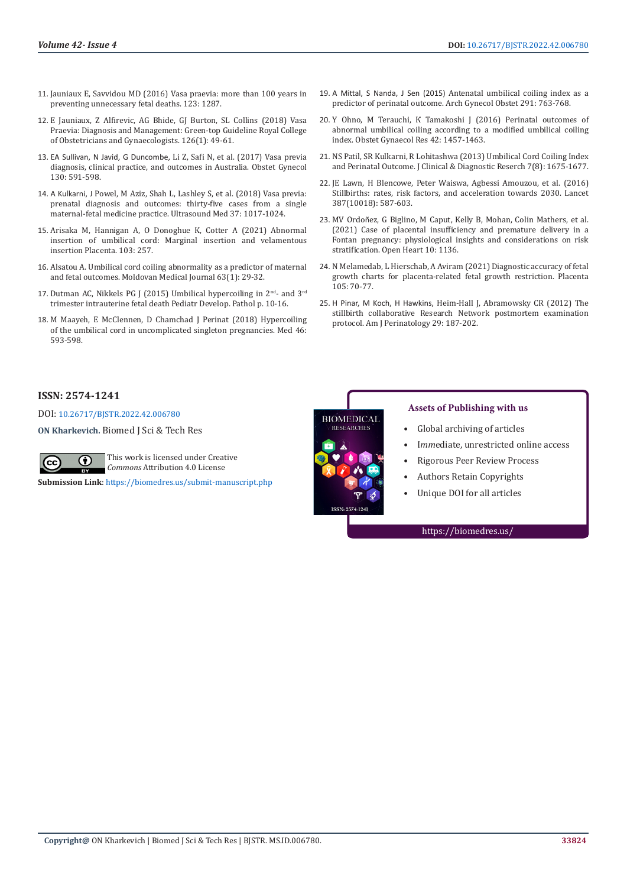11. Jauniaux E, Savvidou MD (2016) Vasa praevia: more than 100 years in preventing unnecessary fetal deaths. 123: 1287.
12. E Jauniaux, Z Alfirevic, AG Bhide, GJ Burton, SL Collins (2018) Vasa Praevia: Diagnosis and Management: Green-top Guideline Royal College of Obstetricians and Gynaecologists. 126(1): 49-61.
13. EA Sullivan, N Javid, G Duncombe, Li Z, Safi N, et al. (2017) Vasa previa diagnosis, clinical practice, and outcomes in Australia. Obstet Gynecol 130: 591-598.
14. A Kulkarni, J Powel, M Aziz, Shah L, Lashley S, et al. (2018) Vasa previa: prenatal diagnosis and outcomes: thirty-five cases from a single maternal-fetal medicine practice. Ultrasound Med 37: 1017-1024.
15. Arisaka M, Hannigan A, O Donoghue K, Cotter A (2021) Abnormal insertion of umbilical cord: Marginal insertion and velamentous insertion Placenta. 103: 257.
16. Alsatou A. Umbilical cord coiling abnormality as a predictor of maternal and fetal outcomes. Moldovan Medical Journal 63(1): 29-32.
17. Dutman AC, Nikkels PG J (2015) Umbilical hypercoiling in 2nd- and 3rd trimester intrauterine fetal death Pediatr Develop. Pathol p. 10-16.
18. M Maayeh, E McClennen, D Chamchad J Perinat (2018) Hypercoiling of the umbilical cord in uncomplicated singleton pregnancies. Med 46: 593-598.
19. A Mittal, S Nanda, J Sen (2015) Antenatal umbilical coiling index as a predictor of perinatal outcome. Arch Gynecol Obstet 291: 763-768.
20. Y Ohno, M Terauchi, K Tamakoshi J (2016) Perinatal outcomes of abnormal umbilical coiling according to a modified umbilical coiling index. Obstet Gynaecol Res 42: 1457-1463.
21. NS Patil, SR Kulkarni, R Lohitashwa (2013) Umbilical Cord Coiling Index and Perinatal Outcome. J Clinical & Diagnostic Reserch 7(8): 1675-1677.
22. JE Lawn, H Blencowe, Peter Waiswa, Agbessi Amouzou, et al. (2016) Stillbirths: rates, risk factors, and acceleration towards 2030. Lancet 387(10018): 587-603.
23. MV Ordoñez, G Biglino, M Caput, Kelly B, Mohan, Colin Mathers, et al. (2021) Case of placental insufficiency and premature delivery in a Fontan pregnancy: physiological insights and considerations on risk stratification. Open Heart 10: 1136.
24. N Melamedab, L Hierschab, A Aviram (2021) Diagnostic accuracy of fetal growth charts for placenta-related fetal growth restriction. Placenta 105: 70-77.
25. H Pinar, M Koch, H Hawkins, Heim-Hall J, Abramowsky CR (2012) The stillbirth collaborative Research Network postmortem examination protocol. Am J Perinatology 29: 187-202.

**ISSN: 2574-1241**

DOI: 10.26717/BJSTR.2022.42.006780

**ON Kharkevich.** Biomed J Sci & Tech Res

This work is licensed under Creative *Commons* Attribution 4.0 License

**Submission Link**: https://biomedres.us/submit-manuscript.php

**Assets of Publishing with us**

- Global archiving of articles
- Immediate, unrestricted online access
- Rigorous Peer Review Process
- Authors Retain Copyrights
- Unique DOI for all articles

https://biomedres.us/